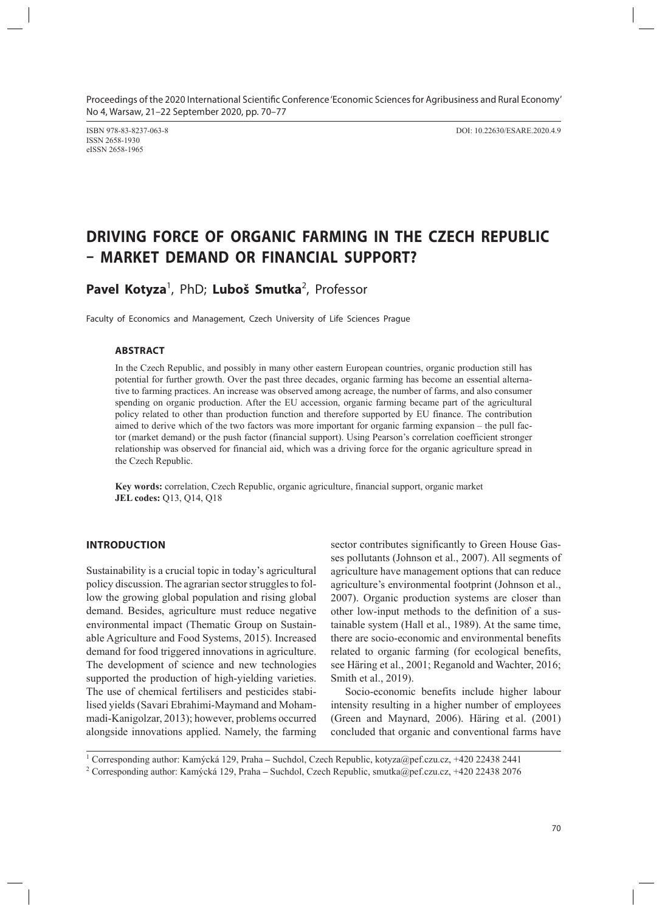ISBN 978-83-8237-063-8
ISSN 2658-1930
eISSN 2658-1965

DOI: 10.22630/ESARE.2020.4.9

# DRIVING FORCE OF ORGANIC FARMING IN THE CZECH REPUBLIC – MARKET DEMAND OR FINANCIAL SUPPORT?

**Pavel Kotyza**[1], PhD; **Luboš Smutka**[2], Professor

Faculty of Economics and Management, Czech University of Life Sciences Prague

### ABSTRACT

In the Czech Republic, and possibly in many other eastern European countries, organic production still has potential for further growth. Over the past three decades, organic farming has become an essential alternative to farming practices. An increase was observed among acreage, the number of farms, and also consumer spending on organic production. After the EU accession, organic farming became part of the agricultural policy related to other than production function and therefore supported by EU finance. The contribution aimed to derive which of the two factors was more important for organic farming expansion – the pull factor (market demand) or the push factor (financial support). Using Pearson's correlation coefficient stronger relationship was observed for financial aid, which was a driving force for the organic agriculture spread in the Czech Republic.

**Key words:** correlation, Czech Republic, organic agriculture, financial support, organic market
**JEL codes:** Q13, Q14, Q18

## INTRODUCTION

Sustainability is a crucial topic in today's agricultural policy discussion. The agrarian sector struggles to follow the growing global population and rising global demand. Besides, agriculture must reduce negative environmental impact (Thematic Group on Sustainable Agriculture and Food Systems, 2015). Increased demand for food triggered innovations in agriculture. The development of science and new technologies supported the production of high-yielding varieties. The use of chemical fertilisers and pesticides stabilised yields (Savari Ebrahimi-Maymand and Mohammadi-Kanigolzar, 2013); however, problems occurred alongside innovations applied. Namely, the farming sector contributes significantly to Green House Gasses pollutants (Johnson et al., 2007). All segments of agriculture have management options that can reduce agriculture's environmental footprint (Johnson et al., 2007). Organic production systems are closer than other low-input methods to the definition of a sustainable system (Hall et al., 1989). At the same time, there are socio-economic and environmental benefits related to organic farming (for ecological benefits, see Häring et al., 2001; Reganold and Wachter, 2016; Smith et al., 2019).

Socio-economic benefits include higher labour intensity resulting in a higher number of employees (Green and Maynard, 2006). Häring et al. (2001) concluded that organic and conventional farms have

[1] Corresponding author: Kamýcká 129, Praha – Suchdol, Czech Republic, kotyza@pef.czu.cz, +420 22438 2441
[2] Corresponding author: Kamýcká 129, Praha – Suchdol, Czech Republic, smutka@pef.czu.cz, +420 22438 2076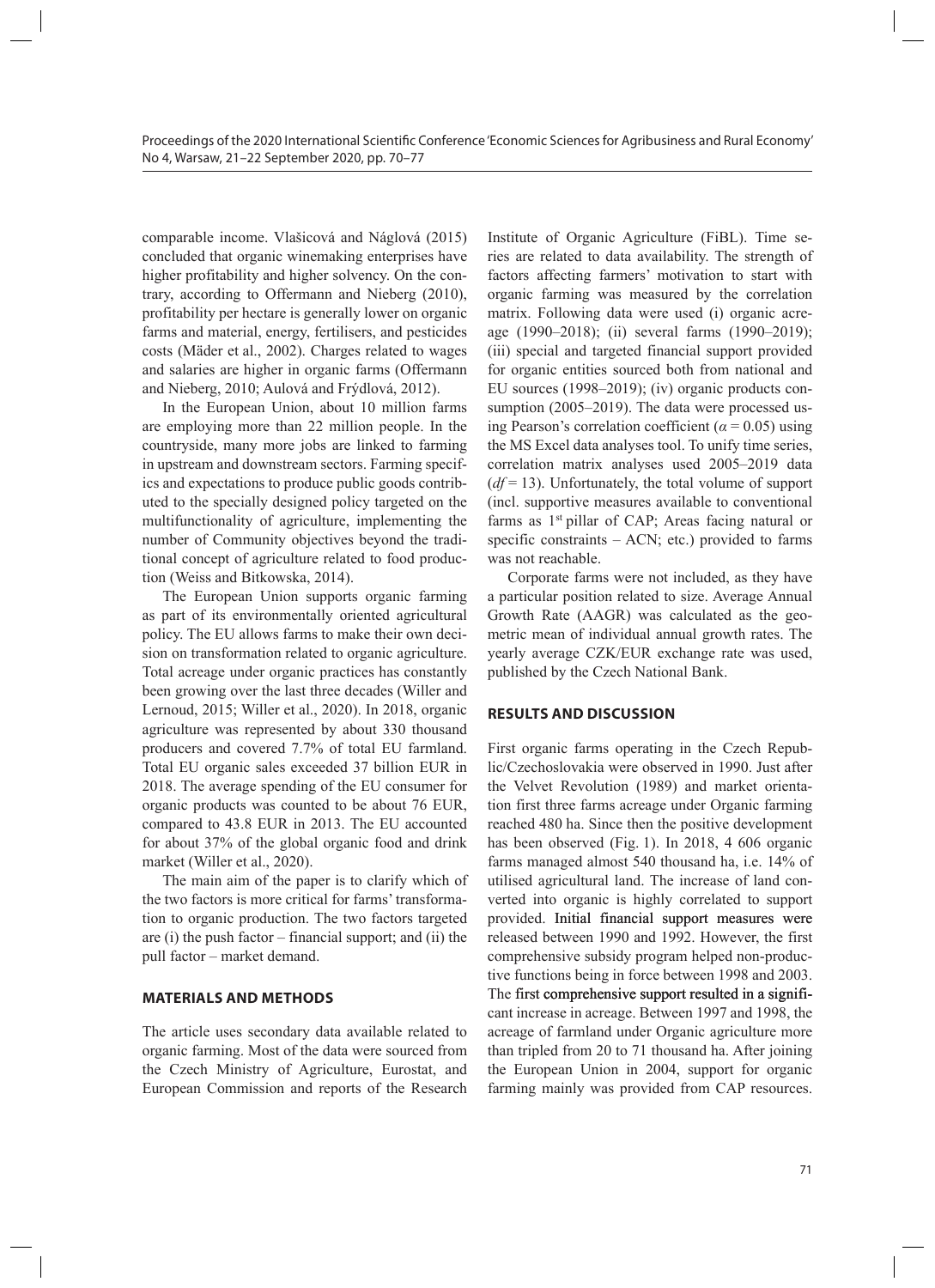comparable income. Vlašicová and Náglová (2015) concluded that organic winemaking enterprises have higher profitability and higher solvency. On the contrary, according to Offermann and Nieberg (2010), profitability per hectare is generally lower on organic farms and material, energy, fertilisers, and pesticides costs (Mäder et al., 2002). Charges related to wages and salaries are higher in organic farms (Offermann and Nieberg, 2010; Aulová and Frýdlová, 2012).

In the European Union, about 10 million farms are employing more than 22 million people. In the countryside, many more jobs are linked to farming in upstream and downstream sectors. Farming specifics and expectations to produce public goods contributed to the specially designed policy targeted on the multifunctionality of agriculture, implementing the number of Community objectives beyond the traditional concept of agriculture related to food production (Weiss and Bitkowska, 2014).

The European Union supports organic farming as part of its environmentally oriented agricultural policy. The EU allows farms to make their own decision on transformation related to organic agriculture. Total acreage under organic practices has constantly been growing over the last three decades (Willer and Lernoud, 2015; Willer et al., 2020). In 2018, organic agriculture was represented by about 330 thousand producers and covered 7.7% of total EU farmland. Total EU organic sales exceeded 37 billion EUR in 2018. The average spending of the EU consumer for organic products was counted to be about 76 EUR, compared to 43.8 EUR in 2013. The EU accounted for about 37% of the global organic food and drink market (Willer et al., 2020).

The main aim of the paper is to clarify which of the two factors is more critical for farms' transformation to organic production. The two factors targeted are (i) the push factor – financial support; and (ii) the pull factor – market demand.

## MATERIALS AND METHODS

The article uses secondary data available related to organic farming. Most of the data were sourced from the Czech Ministry of Agriculture, Eurostat, and European Commission and reports of the Research Institute of Organic Agriculture (FiBL). Time series are related to data availability. The strength of factors affecting farmers' motivation to start with organic farming was measured by the correlation matrix. Following data were used (i) organic acreage (1990–2018); (ii) several farms (1990–2019); (iii) special and targeted financial support provided for organic entities sourced both from national and EU sources (1998–2019); (iv) organic products consumption (2005–2019). The data were processed using Pearson's correlation coefficient ($\alpha = 0.05$) using the MS Excel data analyses tool. To unify time series, correlation matrix analyses used 2005–2019 data ($df = 13$). Unfortunately, the total volume of support (incl. supportive measures available to conventional farms as 1st pillar of CAP; Areas facing natural or specific constraints – ACN; etc.) provided to farms was not reachable.

Corporate farms were not included, as they have a particular position related to size. Average Annual Growth Rate (AAGR) was calculated as the geometric mean of individual annual growth rates. The yearly average CZK/EUR exchange rate was used, published by the Czech National Bank.

## RESULTS AND DISCUSSION

First organic farms operating in the Czech Republic/Czechoslovakia were observed in 1990. Just after the Velvet Revolution (1989) and market orientation first three farms acreage under Organic farming reached 480 ha. Since then the positive development has been observed (Fig. 1). In 2018, 4 606 organic farms managed almost 540 thousand ha, i.e. 14% of utilised agricultural land. The increase of land converted into organic is highly correlated to support provided. Initial financial support measures were released between 1990 and 1992. However, the first comprehensive subsidy program helped non-productive functions being in force between 1998 and 2003. The first comprehensive support resulted in a significant increase in acreage. Between 1997 and 1998, the acreage of farmland under Organic agriculture more than tripled from 20 to 71 thousand ha. After joining the European Union in 2004, support for organic farming mainly was provided from CAP resources.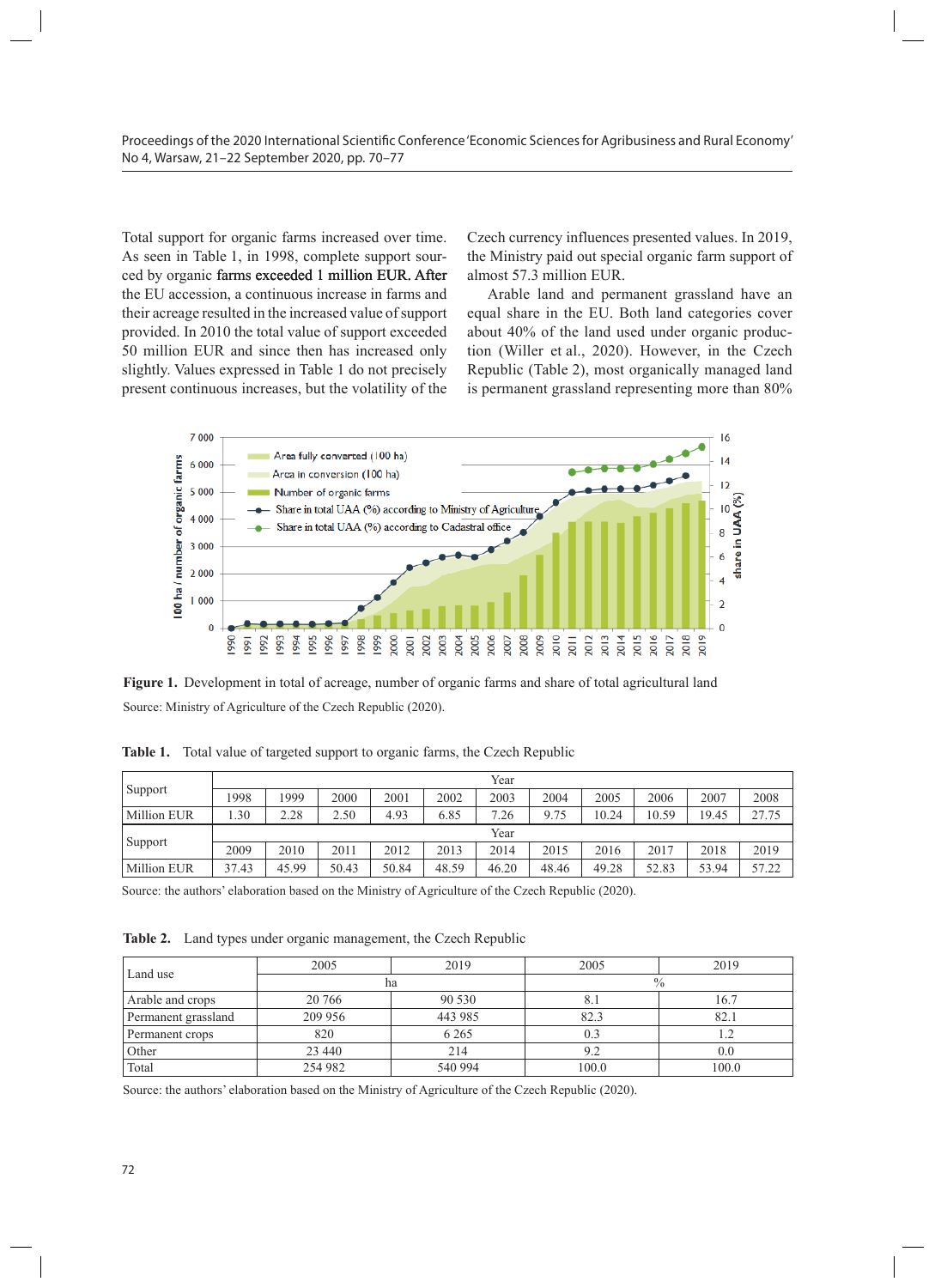Total support for organic farms increased over time. As seen in Table 1, in 1998, complete support sourced by organic farms exceeded 1 million EUR. After the EU accession, a continuous increase in farms and their acreage resulted in the increased value of support provided. In 2010 the total value of support exceeded 50 million EUR and since then has increased only slightly. Values expressed in Table 1 do not precisely present continuous increases, but the volatility of the Czech currency influences presented values. In 2019, the Ministry paid out special organic farm support of almost 57.3 million EUR.

Arable land and permanent grassland have an equal share in the EU. Both land categories cover about 40% of the land used under organic production (Willer et al., 2020). However, in the Czech Republic (Table 2), most organically managed land is permanent grassland representing more than 80%

**Figure 1.** Development in total of acreage, number of organic farms and share of total agricultural land

Source: Ministry of Agriculture of the Czech Republic (2020).

**Table 1.** Total value of targeted support to organic farms, the Czech Republic

| Support | Year | | | | | | | | | | |
|---|---|---|---|---|---|---|---|---|---|---|---|
| | 1998 | 1999 | 2000 | 2001 | 2002 | 2003 | 2004 | 2005 | 2006 | 2007 | 2008 |
| Million EUR | 1.30 | 2.28 | 2.50 | 4.93 | 6.85 | 7.26 | 9.75 | 10.24 | 10.59 | 19.45 | 27.75 |
| Support | Year | | | | | | | | | | |
| | 2009 | 2010 | 2011 | 2012 | 2013 | 2014 | 2015 | 2016 | 2017 | 2018 | 2019 |
| Million EUR | 37.43 | 45.99 | 50.43 | 50.84 | 48.59 | 46.20 | 48.46 | 49.28 | 52.83 | 53.94 | 57.22 |

Source: the authors' elaboration based on the Ministry of Agriculture of the Czech Republic (2020).

**Table 2.** Land types under organic management, the Czech Republic

| Land use | 2005 | 2019 | 2005 | 2019 |
|---|---|---|---|---|
| | ha | | % | |
| Arable and crops | 20 766 | 90 530 | 8.1 | 16.7 |
| Permanent grassland | 209 956 | 443 985 | 82.3 | 82.1 |
| Permanent crops | 820 | 6 265 | 0.3 | 1.2 |
| Other | 23 440 | 214 | 9.2 | 0.0 |
| Total | 254 982 | 540 994 | 100.0 | 100.0 |

Source: the authors' elaboration based on the Ministry of Agriculture of the Czech Republic (2020).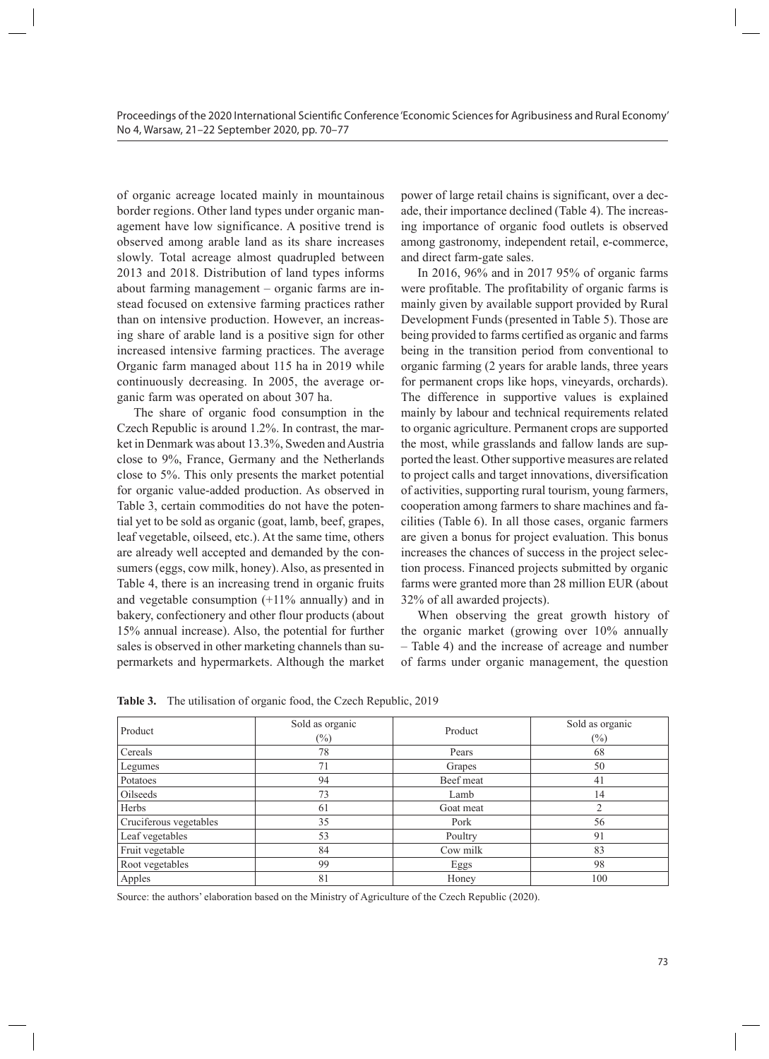of organic acreage located mainly in mountainous border regions. Other land types under organic management have low significance. A positive trend is observed among arable land as its share increases slowly. Total acreage almost quadrupled between 2013 and 2018. Distribution of land types informs about farming management – organic farms are instead focused on extensive farming practices rather than on intensive production. However, an increasing share of arable land is a positive sign for other increased intensive farming practices. The average Organic farm managed about 115 ha in 2019 while continuously decreasing. In 2005, the average organic farm was operated on about 307 ha.

The share of organic food consumption in the Czech Republic is around 1.2%. In contrast, the market in Denmark was about 13.3%, Sweden and Austria close to 9%, France, Germany and the Netherlands close to 5%. This only presents the market potential for organic value-added production. As observed in Table 3, certain commodities do not have the potential yet to be sold as organic (goat, lamb, beef, grapes, leaf vegetable, oilseed, etc.). At the same time, others are already well accepted and demanded by the consumers (eggs, cow milk, honey). Also, as presented in Table 4, there is an increasing trend in organic fruits and vegetable consumption (+11% annually) and in bakery, confectionery and other flour products (about 15% annual increase). Also, the potential for further sales is observed in other marketing channels than supermarkets and hypermarkets. Although the market power of large retail chains is significant, over a decade, their importance declined (Table 4). The increasing importance of organic food outlets is observed among gastronomy, independent retail, e-commerce, and direct farm-gate sales.

In 2016, 96% and in 2017 95% of organic farms were profitable. The profitability of organic farms is mainly given by available support provided by Rural Development Funds (presented in Table 5). Those are being provided to farms certified as organic and farms being in the transition period from conventional to organic farming (2 years for arable lands, three years for permanent crops like hops, vineyards, orchards). The difference in supportive values is explained mainly by labour and technical requirements related to organic agriculture. Permanent crops are supported the most, while grasslands and fallow lands are supported the least. Other supportive measures are related to project calls and target innovations, diversification of activities, supporting rural tourism, young farmers, cooperation among farmers to share machines and facilities (Table 6). In all those cases, organic farmers are given a bonus for project evaluation. This bonus increases the chances of success in the project selection process. Financed projects submitted by organic farms were granted more than 28 million EUR (about 32% of all awarded projects).

When observing the great growth history of the organic market (growing over 10% annually – Table 4) and the increase of acreage and number of farms under organic management, the question

**Table 3.** The utilisation of organic food, the Czech Republic, 2019

| Product | Sold as organic (%) | Product | Sold as organic (%) |
|---|---|---|---|
| Cereals | 78 | Pears | 68 |
| Legumes | 71 | Grapes | 50 |
| Potatoes | 94 | Beef meat | 41 |
| Oilseeds | 73 | Lamb | 14 |
| Herbs | 61 | Goat meat | 2 |
| Cruciferous vegetables | 35 | Pork | 56 |
| Leaf vegetables | 53 | Poultry | 91 |
| Fruit vegetable | 84 | Cow milk | 83 |
| Root vegetables | 99 | Eggs | 98 |
| Apples | 81 | Honey | 100 |

Source: the authors' elaboration based on the Ministry of Agriculture of the Czech Republic (2020).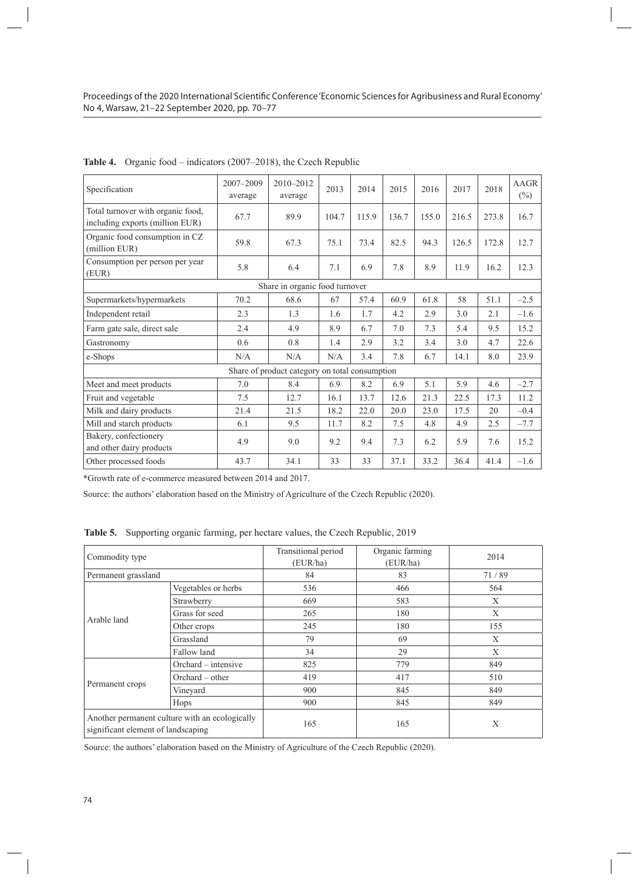**Table 4.** Organic food – indicators (2007–2018), the Czech Republic

| Specification | 2007–2009 average | 2010–2012 average | 2013 | 2014 | 2015 | 2016 | 2017 | 2018 | AAGR (%) |
|---|---|---|---|---|---|---|---|---|---|
| Total turnover with organic food, including exports (million EUR) | 67.7 | 89.9 | 104.7 | 115.9 | 136.7 | 155.0 | 216.5 | 273.8 | 16.7 |
| Organic food consumption in CZ (million EUR) | 59.8 | 67.3 | 75.1 | 73.4 | 82.5 | 94.3 | 126.5 | 172.8 | 12.7 |
| Consumption per person per year (EUR) | 5.8 | 6.4 | 7.1 | 6.9 | 7.8 | 8.9 | 11.9 | 16.2 | 12.3 |
| Share in organic food turnover | | | | | | | | | |
| Supermarkets/hypermarkets | 70.2 | 68.6 | 67 | 57.4 | 60.9 | 61.8 | 58 | 51.1 | –2.5 |
| Independent retail | 2.3 | 1.3 | 1.6 | 1.7 | 4.2 | 2.9 | 3.0 | 2.1 | –1.6 |
| Farm gate sale, direct sale | 2.4 | 4.9 | 8.9 | 6.7 | 7.0 | 7.3 | 5.4 | 9.5 | 15.2 |
| Gastronomy | 0.6 | 0.8 | 1.4 | 2.9 | 3.2 | 3.4 | 3.0 | 4.7 | 22.6 |
| e-Shops | N/A | N/A | N/A | 3.4 | 7.8 | 6.7 | 14.1 | 8.0 | 23.9 |
| Share of product category on total consumption | | | | | | | | | |
| Meet and meet products | 7.0 | 8.4 | 6.9 | 8.2 | 6.9 | 5.1 | 5.9 | 4.6 | –2.7 |
| Fruit and vegetable | 7.5 | 12.7 | 16.1 | 13.7 | 12.6 | 21.3 | 22.5 | 17.3 | 11.2 |
| Milk and dairy products | 21.4 | 21.5 | 18.2 | 22.0 | 20.0 | 23.0 | 17.5 | 20 | –0.4 |
| Mill and starch products | 6.1 | 9.5 | 11.7 | 8.2 | 7.5 | 4.8 | 4.9 | 2.5 | –7.7 |
| Bakery, confectionery and other dairy products | 4.9 | 9.0 | 9.2 | 9.4 | 7.3 | 6.2 | 5.9 | 7.6 | 15.2 |
| Other processed foods | 43.7 | 34.1 | 33 | 33 | 37.1 | 33.2 | 36.4 | 41.4 | –1.6 |

*Growth rate of e-commerce measured between 2014 and 2017.

Source: the authors' elaboration based on the Ministry of Agriculture of the Czech Republic (2020).

**Table 5.** Supporting organic farming, per hectare values, the Czech Republic, 2019

| Commodity type | | Transitional period (EUR/ha) | Organic farming (EUR/ha) | 2014 |
|---|---|---|---|---|
| Permanent grassland | | 84 | 83 | 71 / 89 |
| Arable land | Vegetables or herbs | 536 | 466 | 564 |
| | Strawberry | 669 | 583 | X |
| | Grass for seed | 265 | 180 | X |
| | Other crops | 245 | 180 | 155 |
| | Grassland | 79 | 69 | X |
| | Fallow land | 34 | 29 | X |
| Permanent crops | Orchard – intensive | 825 | 779 | 849 |
| | Orchard – other | 419 | 417 | 510 |
| | Vineyard | 900 | 845 | 849 |
| | Hops | 900 | 845 | 849 |
| Another permanent culture with an ecologically significant element of landscaping | | 165 | 165 | X |

Source: the authors' elaboration based on the Ministry of Agriculture of the Czech Republic (2020).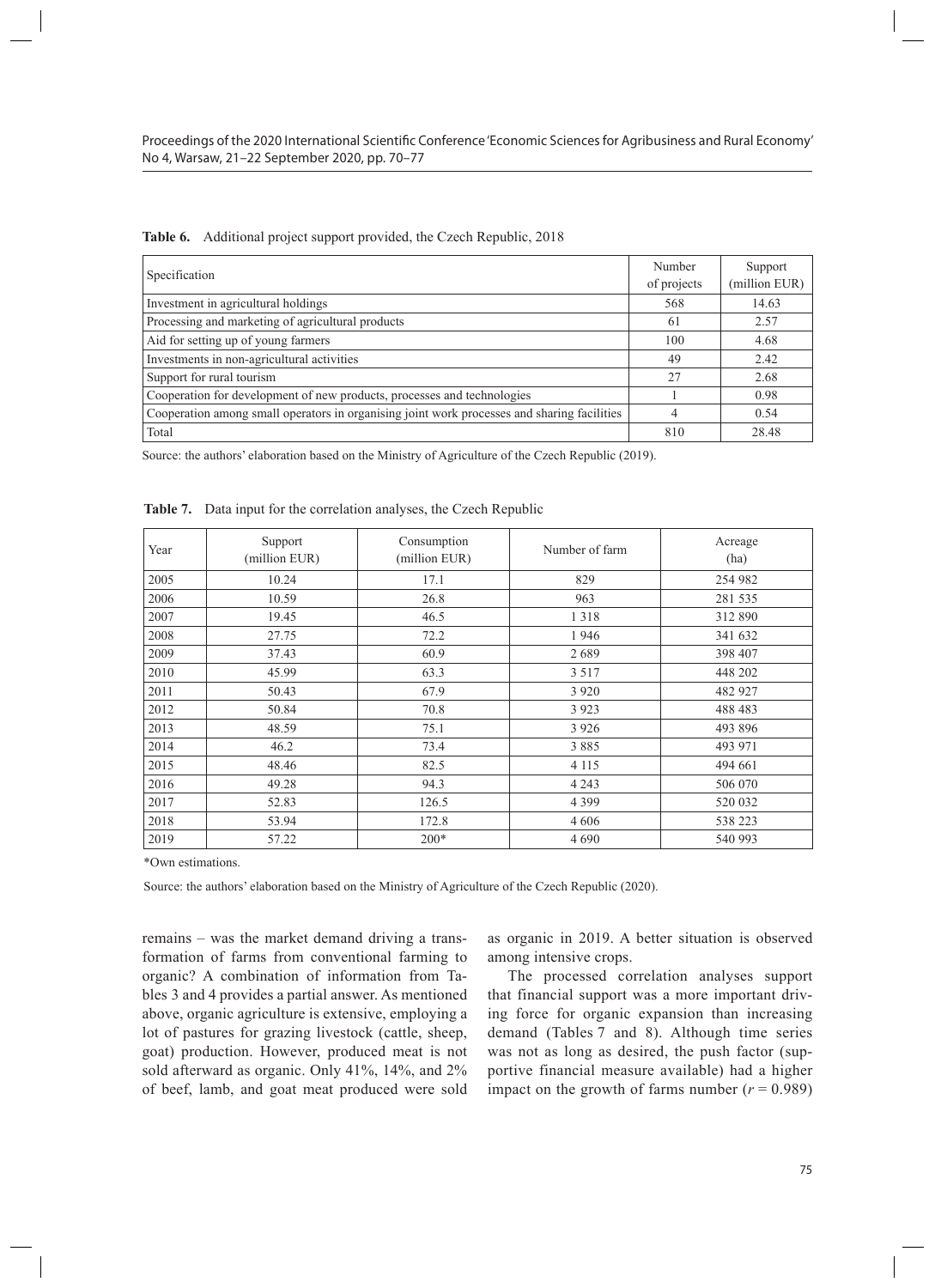**Table 6.** Additional project support provided, the Czech Republic, 2018

| Specification | Number of projects | Support (million EUR) |
|---|---|---|
| Investment in agricultural holdings | 568 | 14.63 |
| Processing and marketing of agricultural products | 61 | 2.57 |
| Aid for setting up of young farmers | 100 | 4.68 |
| Investments in non-agricultural activities | 49 | 2.42 |
| Support for rural tourism | 27 | 2.68 |
| Cooperation for development of new products, processes and technologies | 1 | 0.98 |
| Cooperation among small operators in organising joint work processes and sharing facilities | 4 | 0.54 |
| Total | 810 | 28.48 |

Source: the authors' elaboration based on the Ministry of Agriculture of the Czech Republic (2019).

**Table 7.** Data input for the correlation analyses, the Czech Republic

| Year | Support (million EUR) | Consumption (million EUR) | Number of farm | Acreage (ha) |
|---|---|---|---|---|
| 2005 | 10.24 | 17.1 | 829 | 254 982 |
| 2006 | 10.59 | 26.8 | 963 | 281 535 |
| 2007 | 19.45 | 46.5 | 1 318 | 312 890 |
| 2008 | 27.75 | 72.2 | 1 946 | 341 632 |
| 2009 | 37.43 | 60.9 | 2 689 | 398 407 |
| 2010 | 45.99 | 63.3 | 3 517 | 448 202 |
| 2011 | 50.43 | 67.9 | 3 920 | 482 927 |
| 2012 | 50.84 | 70.8 | 3 923 | 488 483 |
| 2013 | 48.59 | 75.1 | 3 926 | 493 896 |
| 2014 | 46.2 | 73.4 | 3 885 | 493 971 |
| 2015 | 48.46 | 82.5 | 4 115 | 494 661 |
| 2016 | 49.28 | 94.3 | 4 243 | 506 070 |
| 2017 | 52.83 | 126.5 | 4 399 | 520 032 |
| 2018 | 53.94 | 172.8 | 4 606 | 538 223 |
| 2019 | 57.22 | 200* | 4 690 | 540 993 |

*Own estimations.

Source: the authors' elaboration based on the Ministry of Agriculture of the Czech Republic (2020).

remains – was the market demand driving a transformation of farms from conventional farming to organic? A combination of information from Tables 3 and 4 provides a partial answer. As mentioned above, organic agriculture is extensive, employing a lot of pastures for grazing livestock (cattle, sheep, goat) production. However, produced meat is not sold afterward as organic. Only 41%, 14%, and 2% of beef, lamb, and goat meat produced were sold as organic in 2019. A better situation is observed among intensive crops.

The processed correlation analyses support that financial support was a more important driving force for organic expansion than increasing demand (Tables 7 and 8). Although time series was not as long as desired, the push factor (supportive financial measure available) had a higher impact on the growth of farms number ($r = 0.989$)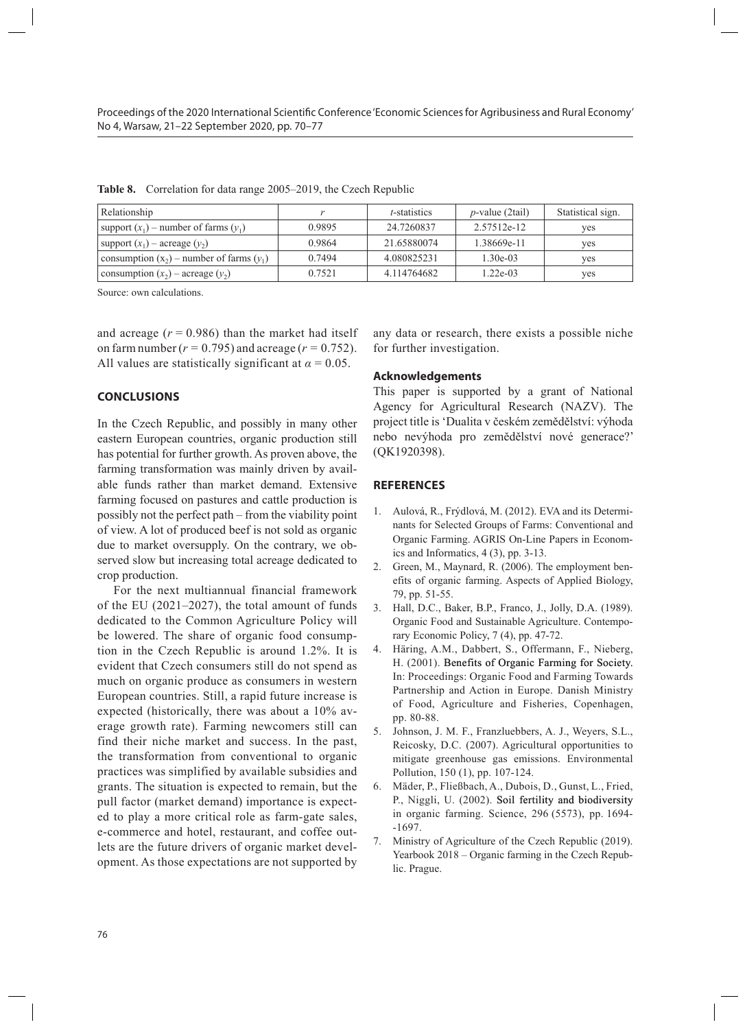**Table 8.** Correlation for data range 2005–2019, the Czech Republic

| Relationship | $r$ | $t$-statistics | $p$-value (2tail) | Statistical sign. |
|---|---|---|---|---|
| support ($x_1$) – number of farms ($y_1$) | 0.9895 | 24.7260837 | 2.57512e-12 | yes |
| support ($x_1$) – acreage ($y_2$) | 0.9864 | 21.65880074 | 1.38669e-11 | yes |
| consumption ($x_2$) – number of farms ($y_1$) | 0.7494 | 4.080825231 | 1.30e-03 | yes |
| consumption ($x_2$) – acreage ($y_2$) | 0.7521 | 4.114764682 | 1.22e-03 | yes |

Source: own calculations.

and acreage ($r = 0.986$) than the market had itself on farm number ($r = 0.795$) and acreage ($r = 0.752$). All values are statistically significant at $\alpha = 0.05$.

## CONCLUSIONS

In the Czech Republic, and possibly in many other eastern European countries, organic production still has potential for further growth. As proven above, the farming transformation was mainly driven by available funds rather than market demand. Extensive farming focused on pastures and cattle production is possibly not the perfect path – from the viability point of view. A lot of produced beef is not sold as organic due to market oversupply. On the contrary, we observed slow but increasing total acreage dedicated to crop production.

For the next multiannual financial framework of the EU (2021–2027), the total amount of funds dedicated to the Common Agriculture Policy will be lowered. The share of organic food consumption in the Czech Republic is around 1.2%. It is evident that Czech consumers still do not spend as much on organic produce as consumers in western European countries. Still, a rapid future increase is expected (historically, there was about a 10% average growth rate). Farming newcomers still can find their niche market and success. In the past, the transformation from conventional to organic practices was simplified by available subsidies and grants. The situation is expected to remain, but the pull factor (market demand) importance is expected to play a more critical role as farm-gate sales, e-commerce and hotel, restaurant, and coffee outlets are the future drivers of organic market development. As those expectations are not supported by any data or research, there exists a possible niche for further investigation.

### Acknowledgements

This paper is supported by a grant of National Agency for Agricultural Research (NAZV). The project title is 'Dualita v českém zemědělství: výhoda nebo nevýhoda pro zemědělství nové generace?' (QK1920398).

## REFERENCES

1. Aulová, R., Frýdlová, M. (2012). EVA and its Determinants for Selected Groups of Farms: Conventional and Organic Farming. AGRIS On-Line Papers in Economics and Informatics, 4 (3), pp. 3-13.
2. Green, M., Maynard, R. (2006). The employment benefits of organic farming. Aspects of Applied Biology, 79, pp. 51-55.
3. Hall, D.C., Baker, B.P., Franco, J., Jolly, D.A. (1989). Organic Food and Sustainable Agriculture. Contemporary Economic Policy, 7 (4), pp. 47-72.
4. Häring, A.M., Dabbert, S., Offermann, F., Nieberg, H. (2001). Benefits of Organic Farming for Society. In: Proceedings: Organic Food and Farming Towards Partnership and Action in Europe. Danish Ministry of Food, Agriculture and Fisheries, Copenhagen, pp. 80-88.
5. Johnson, J. M. F., Franzluebbers, A. J., Weyers, S.L., Reicosky, D.C. (2007). Agricultural opportunities to mitigate greenhouse gas emissions. Environmental Pollution, 150 (1), pp. 107-124.
6. Mäder, P., Fließbach, A., Dubois, D., Gunst, L., Fried, P., Niggli, U. (2002). Soil fertility and biodiversity in organic farming. Science, 296 (5573), pp. 1694--1697.
7. Ministry of Agriculture of the Czech Republic (2019). Yearbook 2018 – Organic farming in the Czech Republic. Prague.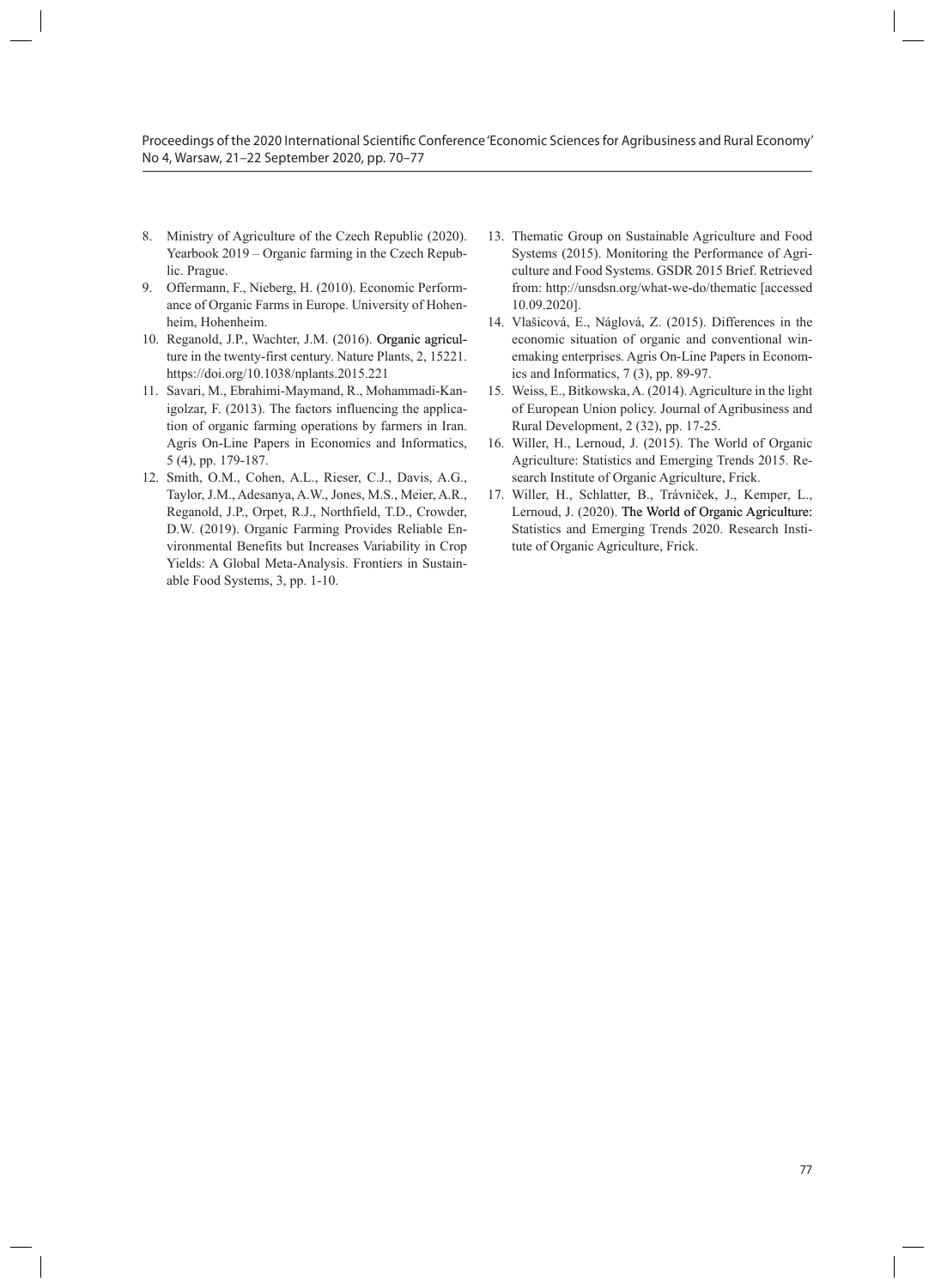8. Ministry of Agriculture of the Czech Republic (2020). Yearbook 2019 – Organic farming in the Czech Republic. Prague.
9. Offermann, F., Nieberg, H. (2010). Economic Performance of Organic Farms in Europe. University of Hohenheim, Hohenheim.
10. Reganold, J.P., Wachter, J.M. (2016). Organic agriculture in the twenty-first century. Nature Plants, 2, 15221. https://doi.org/10.1038/nplants.2015.221
11. Savari, M., Ebrahimi-Maymand, R., Mohammadi-Kanigolzar, F. (2013). The factors influencing the application of organic farming operations by farmers in Iran. Agris On-Line Papers in Economics and Informatics, 5 (4), pp. 179-187.
12. Smith, O.M., Cohen, A.L., Rieser, C.J., Davis, A.G., Taylor, J.M., Adesanya, A.W., Jones, M.S., Meier, A.R., Reganold, J.P., Orpet, R.J., Northfield, T.D., Crowder, D.W. (2019). Organic Farming Provides Reliable Environmental Benefits but Increases Variability in Crop Yields: A Global Meta-Analysis. Frontiers in Sustainable Food Systems, 3, pp. 1-10.
13. Thematic Group on Sustainable Agriculture and Food Systems (2015). Monitoring the Performance of Agriculture and Food Systems. GSDR 2015 Brief. Retrieved from: http://unsdsn.org/what-we-do/thematic [accessed 10.09.2020].
14. Vlašicová, E., Náglová, Z. (2015). Differences in the economic situation of organic and conventional winemaking enterprises. Agris On-Line Papers in Economics and Informatics, 7 (3), pp. 89-97.
15. Weiss, E., Bitkowska, A. (2014). Agriculture in the light of European Union policy. Journal of Agribusiness and Rural Development, 2 (32), pp. 17-25.
16. Willer, H., Lernoud, J. (2015). The World of Organic Agriculture: Statistics and Emerging Trends 2015. Research Institute of Organic Agriculture, Frick.
17. Willer, H., Schlatter, B., Trávníček, J., Kemper, L., Lernoud, J. (2020). The World of Organic Agriculture: Statistics and Emerging Trends 2020. Research Institute of Organic Agriculture, Frick.